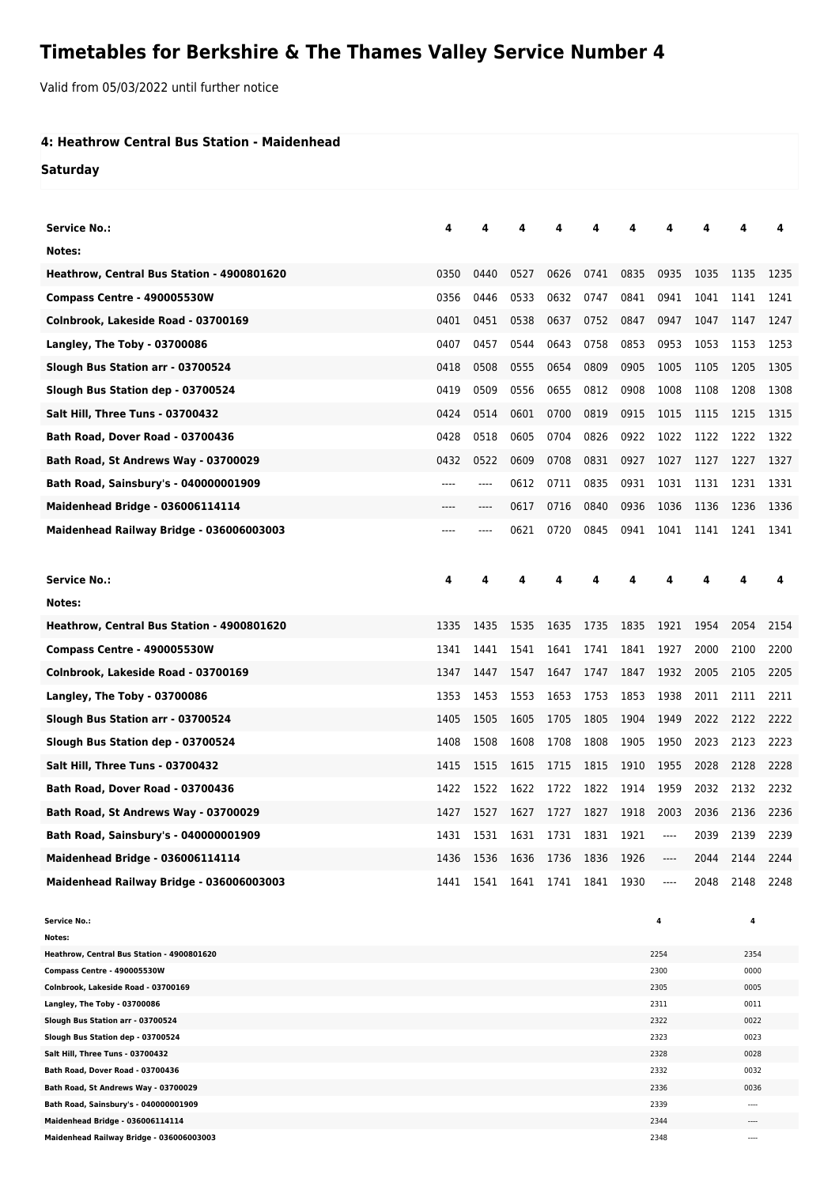# Timetables for Berkshire & The Thames Valley Service Number 4

Valid from 05/03/2022 until further notice

**4: Heathrow Central Bus Station - Maidenhead**

**Saturday**

| Service No.: | 4 | 4 | 4 | 4 | 4 | 4 | 4 | 4 | 4 | 4 |
|---|---|---|---|---|---|---|---|---|---|---|
| Notes: | | | | | | | | | | |
| Heathrow, Central Bus Station - 4900801620 | 0350 | 0440 | 0527 | 0626 | 0741 | 0835 | 0935 | 1035 | 1135 | 1235 |
| Compass Centre - 490005530W | 0356 | 0446 | 0533 | 0632 | 0747 | 0841 | 0941 | 1041 | 1141 | 1241 |
| Colnbrook, Lakeside Road - 03700169 | 0401 | 0451 | 0538 | 0637 | 0752 | 0847 | 0947 | 1047 | 1147 | 1247 |
| Langley, The Toby - 03700086 | 0407 | 0457 | 0544 | 0643 | 0758 | 0853 | 0953 | 1053 | 1153 | 1253 |
| Slough Bus Station arr - 03700524 | 0418 | 0508 | 0555 | 0654 | 0809 | 0905 | 1005 | 1105 | 1205 | 1305 |
| Slough Bus Station dep - 03700524 | 0419 | 0509 | 0556 | 0655 | 0812 | 0908 | 1008 | 1108 | 1208 | 1308 |
| Salt Hill, Three Tuns - 03700432 | 0424 | 0514 | 0601 | 0700 | 0819 | 0915 | 1015 | 1115 | 1215 | 1315 |
| Bath Road, Dover Road - 03700436 | 0428 | 0518 | 0605 | 0704 | 0826 | 0922 | 1022 | 1122 | 1222 | 1322 |
| Bath Road, St Andrews Way - 03700029 | 0432 | 0522 | 0609 | 0708 | 0831 | 0927 | 1027 | 1127 | 1227 | 1327 |
| Bath Road, Sainsbury's - 040000001909 | ---- | ---- | 0612 | 0711 | 0835 | 0931 | 1031 | 1131 | 1231 | 1331 |
| Maidenhead Bridge - 036006114114 | ---- | ---- | 0617 | 0716 | 0840 | 0936 | 1036 | 1136 | 1236 | 1336 |
| Maidenhead Railway Bridge - 036006003003 | ---- | ---- | 0621 | 0720 | 0845 | 0941 | 1041 | 1141 | 1241 | 1341 |

| Service No.: | 4 | 4 | 4 | 4 | 4 | 4 | 4 | 4 | 4 | 4 |
|---|---|---|---|---|---|---|---|---|---|---|
| Notes: | | | | | | | | | | |
| Heathrow, Central Bus Station - 4900801620 | 1335 | 1435 | 1535 | 1635 | 1735 | 1835 | 1921 | 1954 | 2054 | 2154 |
| Compass Centre - 490005530W | 1341 | 1441 | 1541 | 1641 | 1741 | 1841 | 1927 | 2000 | 2100 | 2200 |
| Colnbrook, Lakeside Road - 03700169 | 1347 | 1447 | 1547 | 1647 | 1747 | 1847 | 1932 | 2005 | 2105 | 2205 |
| Langley, The Toby - 03700086 | 1353 | 1453 | 1553 | 1653 | 1753 | 1853 | 1938 | 2011 | 2111 | 2211 |
| Slough Bus Station arr - 03700524 | 1405 | 1505 | 1605 | 1705 | 1805 | 1904 | 1949 | 2022 | 2122 | 2222 |
| Slough Bus Station dep - 03700524 | 1408 | 1508 | 1608 | 1708 | 1808 | 1905 | 1950 | 2023 | 2123 | 2223 |
| Salt Hill, Three Tuns - 03700432 | 1415 | 1515 | 1615 | 1715 | 1815 | 1910 | 1955 | 2028 | 2128 | 2228 |
| Bath Road, Dover Road - 03700436 | 1422 | 1522 | 1622 | 1722 | 1822 | 1914 | 1959 | 2032 | 2132 | 2232 |
| Bath Road, St Andrews Way - 03700029 | 1427 | 1527 | 1627 | 1727 | 1827 | 1918 | 2003 | 2036 | 2136 | 2236 |
| Bath Road, Sainsbury's - 040000001909 | 1431 | 1531 | 1631 | 1731 | 1831 | 1921 | ---- | 2039 | 2139 | 2239 |
| Maidenhead Bridge - 036006114114 | 1436 | 1536 | 1636 | 1736 | 1836 | 1926 | ---- | 2044 | 2144 | 2244 |
| Maidenhead Railway Bridge - 036006003003 | 1441 | 1541 | 1641 | 1741 | 1841 | 1930 | ---- | 2048 | 2148 | 2248 |

| Service No.: | 4 | 4 |
|---|---|---|
| Notes: | | |
| Heathrow, Central Bus Station - 4900801620 | 2254 | 2354 |
| Compass Centre - 490005530W | 2300 | 0000 |
| Colnbrook, Lakeside Road - 03700169 | 2305 | 0005 |
| Langley, The Toby - 03700086 | 2311 | 0011 |
| Slough Bus Station arr - 03700524 | 2322 | 0022 |
| Slough Bus Station dep - 03700524 | 2323 | 0023 |
| Salt Hill, Three Tuns - 03700432 | 2328 | 0028 |
| Bath Road, Dover Road - 03700436 | 2332 | 0032 |
| Bath Road, St Andrews Way - 03700029 | 2336 | 0036 |
| Bath Road, Sainsbury's - 040000001909 | 2339 | ---- |
| Maidenhead Bridge - 036006114114 | 2344 | ---- |
| Maidenhead Railway Bridge - 036006003003 | 2348 | ---- |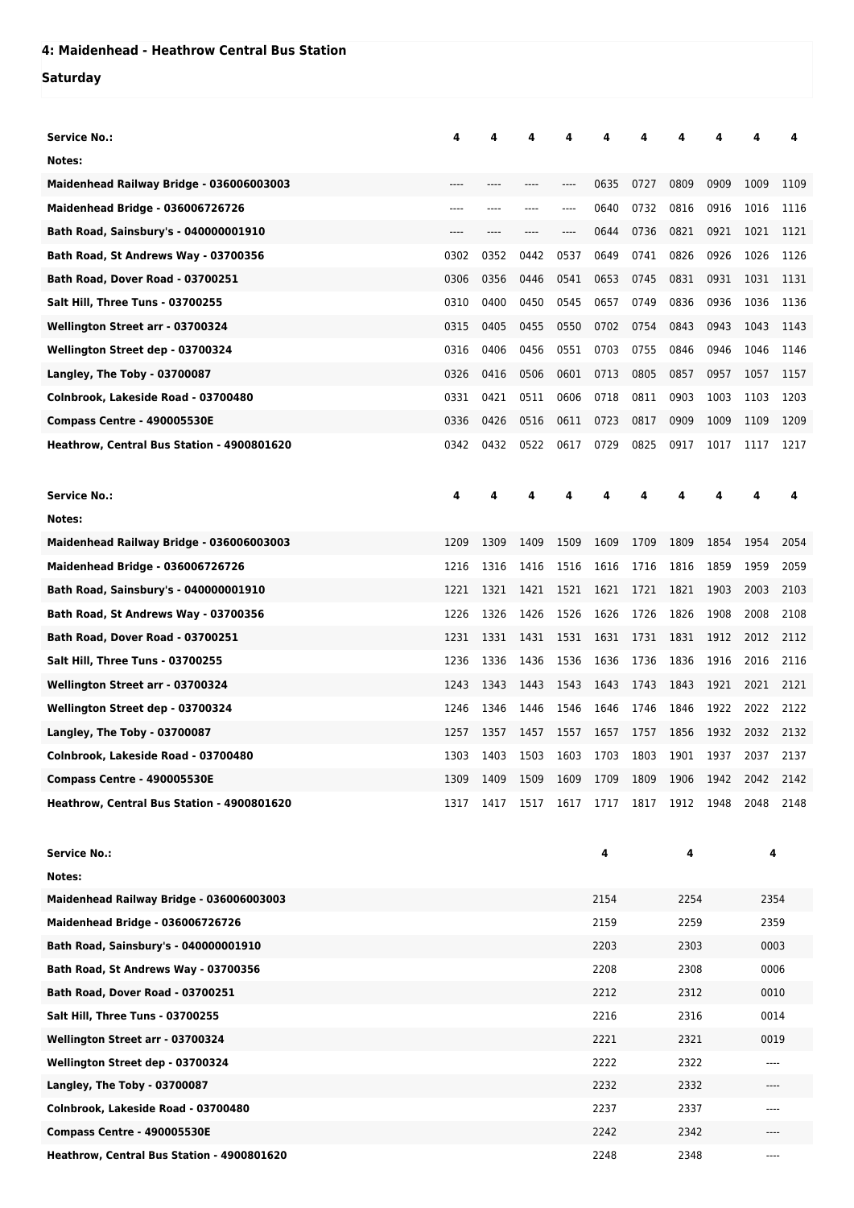**4: Maidenhead - Heathrow Central Bus Station**

**Saturday**

| Service No.: | 4 | 4 | 4 | 4 | 4 | 4 | 4 | 4 | 4 | 4 |
|---|---|---|---|---|---|---|---|---|---|---|
| Notes: | | | | | | | | | | |
| Maidenhead Railway Bridge - 036006003003 | ---- | ---- | ---- | ---- | 0635 | 0727 | 0809 | 0909 | 1009 | 1109 |
| Maidenhead Bridge - 036006726726 | ---- | ---- | ---- | ---- | 0640 | 0732 | 0816 | 0916 | 1016 | 1116 |
| Bath Road, Sainsbury's - 040000001910 | ---- | ---- | ---- | ---- | 0644 | 0736 | 0821 | 0921 | 1021 | 1121 |
| Bath Road, St Andrews Way - 03700356 | 0302 | 0352 | 0442 | 0537 | 0649 | 0741 | 0826 | 0926 | 1026 | 1126 |
| Bath Road, Dover Road - 03700251 | 0306 | 0356 | 0446 | 0541 | 0653 | 0745 | 0831 | 0931 | 1031 | 1131 |
| Salt Hill, Three Tuns - 03700255 | 0310 | 0400 | 0450 | 0545 | 0657 | 0749 | 0836 | 0936 | 1036 | 1136 |
| Wellington Street arr - 03700324 | 0315 | 0405 | 0455 | 0550 | 0702 | 0754 | 0843 | 0943 | 1043 | 1143 |
| Wellington Street dep - 03700324 | 0316 | 0406 | 0456 | 0551 | 0703 | 0755 | 0846 | 0946 | 1046 | 1146 |
| Langley, The Toby - 03700087 | 0326 | 0416 | 0506 | 0601 | 0713 | 0805 | 0857 | 0957 | 1057 | 1157 |
| Colnbrook, Lakeside Road - 03700480 | 0331 | 0421 | 0511 | 0606 | 0718 | 0811 | 0903 | 1003 | 1103 | 1203 |
| Compass Centre - 490005530E | 0336 | 0426 | 0516 | 0611 | 0723 | 0817 | 0909 | 1009 | 1109 | 1209 |
| Heathrow, Central Bus Station - 4900801620 | 0342 | 0432 | 0522 | 0617 | 0729 | 0825 | 0917 | 1017 | 1117 | 1217 |

| Service No.: | 4 | 4 | 4 | 4 | 4 | 4 | 4 | 4 | 4 | 4 |
|---|---|---|---|---|---|---|---|---|---|---|
| Notes: | | | | | | | | | | |
| Maidenhead Railway Bridge - 036006003003 | 1209 | 1309 | 1409 | 1509 | 1609 | 1709 | 1809 | 1854 | 1954 | 2054 |
| Maidenhead Bridge - 036006726726 | 1216 | 1316 | 1416 | 1516 | 1616 | 1716 | 1816 | 1859 | 1959 | 2059 |
| Bath Road, Sainsbury's - 040000001910 | 1221 | 1321 | 1421 | 1521 | 1621 | 1721 | 1821 | 1903 | 2003 | 2103 |
| Bath Road, St Andrews Way - 03700356 | 1226 | 1326 | 1426 | 1526 | 1626 | 1726 | 1826 | 1908 | 2008 | 2108 |
| Bath Road, Dover Road - 03700251 | 1231 | 1331 | 1431 | 1531 | 1631 | 1731 | 1831 | 1912 | 2012 | 2112 |
| Salt Hill, Three Tuns - 03700255 | 1236 | 1336 | 1436 | 1536 | 1636 | 1736 | 1836 | 1916 | 2016 | 2116 |
| Wellington Street arr - 03700324 | 1243 | 1343 | 1443 | 1543 | 1643 | 1743 | 1843 | 1921 | 2021 | 2121 |
| Wellington Street dep - 03700324 | 1246 | 1346 | 1446 | 1546 | 1646 | 1746 | 1846 | 1922 | 2022 | 2122 |
| Langley, The Toby - 03700087 | 1257 | 1357 | 1457 | 1557 | 1657 | 1757 | 1856 | 1932 | 2032 | 2132 |
| Colnbrook, Lakeside Road - 03700480 | 1303 | 1403 | 1503 | 1603 | 1703 | 1803 | 1901 | 1937 | 2037 | 2137 |
| Compass Centre - 490005530E | 1309 | 1409 | 1509 | 1609 | 1709 | 1809 | 1906 | 1942 | 2042 | 2142 |
| Heathrow, Central Bus Station - 4900801620 | 1317 | 1417 | 1517 | 1617 | 1717 | 1817 | 1912 | 1948 | 2048 | 2148 |

| Service No.: | 4 | 4 | 4 |
|---|---|---|---|
| Notes: | | | |
| Maidenhead Railway Bridge - 036006003003 | 2154 | 2254 | 2354 |
| Maidenhead Bridge - 036006726726 | 2159 | 2259 | 2359 |
| Bath Road, Sainsbury's - 040000001910 | 2203 | 2303 | 0003 |
| Bath Road, St Andrews Way - 03700356 | 2208 | 2308 | 0006 |
| Bath Road, Dover Road - 03700251 | 2212 | 2312 | 0010 |
| Salt Hill, Three Tuns - 03700255 | 2216 | 2316 | 0014 |
| Wellington Street arr - 03700324 | 2221 | 2321 | 0019 |
| Wellington Street dep - 03700324 | 2222 | 2322 | ---- |
| Langley, The Toby - 03700087 | 2232 | 2332 | ---- |
| Colnbrook, Lakeside Road - 03700480 | 2237 | 2337 | ---- |
| Compass Centre - 490005530E | 2242 | 2342 | ---- |
| Heathrow, Central Bus Station - 4900801620 | 2248 | 2348 | ---- |